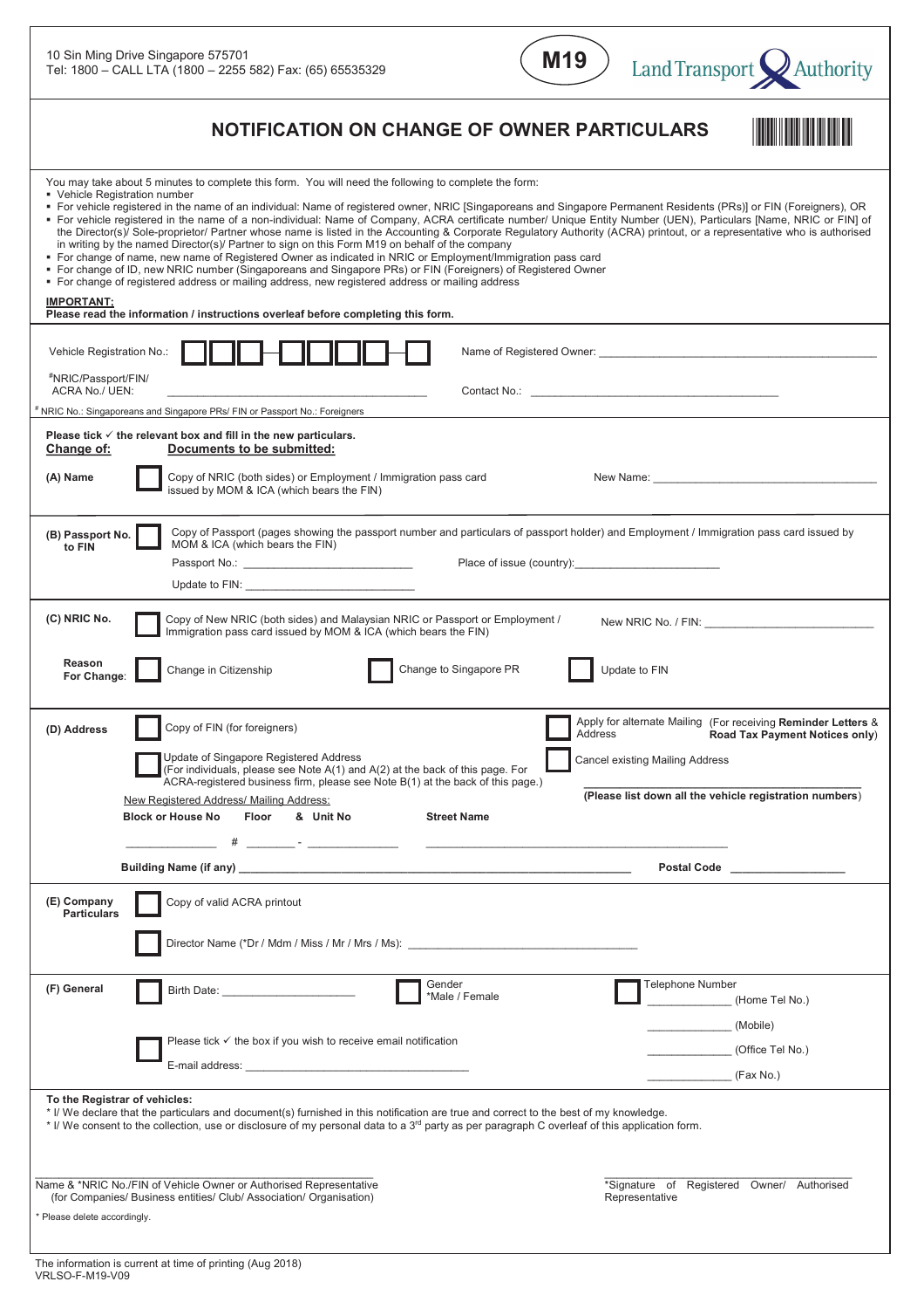10 Sin Ming Drive Singapore 575701
Tel: 1800 – CALL LTA (1800 – 2255 582) Fax: (65) 65535329

**M19**

Land Transport Authority

# NOTIFICATION ON CHANGE OF OWNER PARTICULARS

You may take about 5 minutes to complete this form. You will need the following to complete the form:

- Vehicle Registration number
- For vehicle registered in the name of an individual: Name of registered owner, NRIC [Singaporeans and Singapore Permanent Residents (PRs)] or FIN (Foreigners), OR
- For vehicle registered in the name of a non-individual: Name of Company, ACRA certificate number/ Unique Entity Number (UEN), Particulars [Name, NRIC or FIN] of the Director(s)/ Sole-proprietor/ Partner whose name is listed in the Accounting & Corporate Regulatory Authority (ACRA) printout, or a representative who is authorised in writing by the named Director(s)/ Partner to sign on this Form M19 on behalf of the company
- For change of name, new name of Registered Owner as indicated in NRIC or Employment/Immigration pass card
- For change of ID, new NRIC number (Singaporeans and Singapore PRs) or FIN (Foreigners) of Registered Owner
- For change of registered address or mailing address, new registered address or mailing address

**IMPORTANT:**
**Please read the information / instructions overleaf before completing this form.**

Vehicle Registration No.: ☐☐☐-☐☐☐☐-☐

Name of Registered Owner: ______________________________

#NRIC/Passport/FIN/ ACRA No./ UEN: ______________________________

Contact No.: ______________________________

# NRIC No.: Singaporeans and Singapore PRs/ FIN or Passport No.: Foreigners

**Please tick ✓ the relevant box and fill in the new particulars.**

**Change of:** **Documents to be submitted:**

**(A) Name**
☐ Copy of NRIC (both sides) or Employment / Immigration pass card issued by MOM & ICA (which bears the FIN)
New Name: ______________________________

**(B) Passport No. to FIN**
☐ Copy of Passport (pages showing the passport number and particulars of passport holder) and Employment / Immigration pass card issued by MOM & ICA (which bears the FIN)
Passport No.: ______________________ Place of issue (country): ______________________
Update to FIN: ______________________

**(C) NRIC No.**
☐ Copy of New NRIC (both sides) and Malaysian NRIC or Passport or Employment / Immigration pass card issued by MOM & ICA (which bears the FIN)
New NRIC No. / FIN: ______________________

**Reason For Change:** ☐ Change in Citizenship ☐ Change to Singapore PR ☐ Update to FIN

**(D) Address**
☐ Copy of FIN (for foreigners)
☐ Update of Singapore Registered Address (For individuals, please see Note A(1) and A(2) at the back of this page. For ACRA-registered business firm, please see Note B(1) at the back of this page.)
☐ Apply for alternate Mailing Address (For receiving **Reminder Letters & Road Tax Payment Notices only**)
☐ Cancel existing Mailing Address
______________________________
**(Please list down all the vehicle registration numbers)**

New Registered Address/ Mailing Address:

**Block or House No** ________ **Floor** # ________ **& Unit No** - ________ **Street Name** ______________________________

**Building Name (if any)** ______________________________ **Postal Code** ______________

**(E) Company Particulars**
☐ Copy of valid ACRA printout
☐ Director Name (*Dr / Mdm / Miss / Mr / Mrs / Ms): ______________________________

**(F) General**
☐ Birth Date: ______________________
☐ Gender *Male / Female
☐ Telephone Number
______________ (Home Tel No.)
______________ (Mobile)
______________ (Office Tel No.)
______________ (Fax No.)
☐ Please tick ✓ the box if you wish to receive email notification
E-mail address: ______________________________

**To the Registrar of vehicles:**
* I/ We declare that the particulars and document(s) furnished in this notification are true and correct to the best of my knowledge.
* I/ We consent to the collection, use or disclosure of my personal data to a 3rd party as per paragraph C overleaf of this application form.

______________________________
Name & *NRIC No./FIN of Vehicle Owner or Authorised Representative (for Companies/ Business entities/ Club/ Association/ Organisation)

______________________________
*Signature of Registered Owner/ Authorised Representative

* Please delete accordingly.

The information is current at time of printing (Aug 2018)
VRLSO-F-M19-V09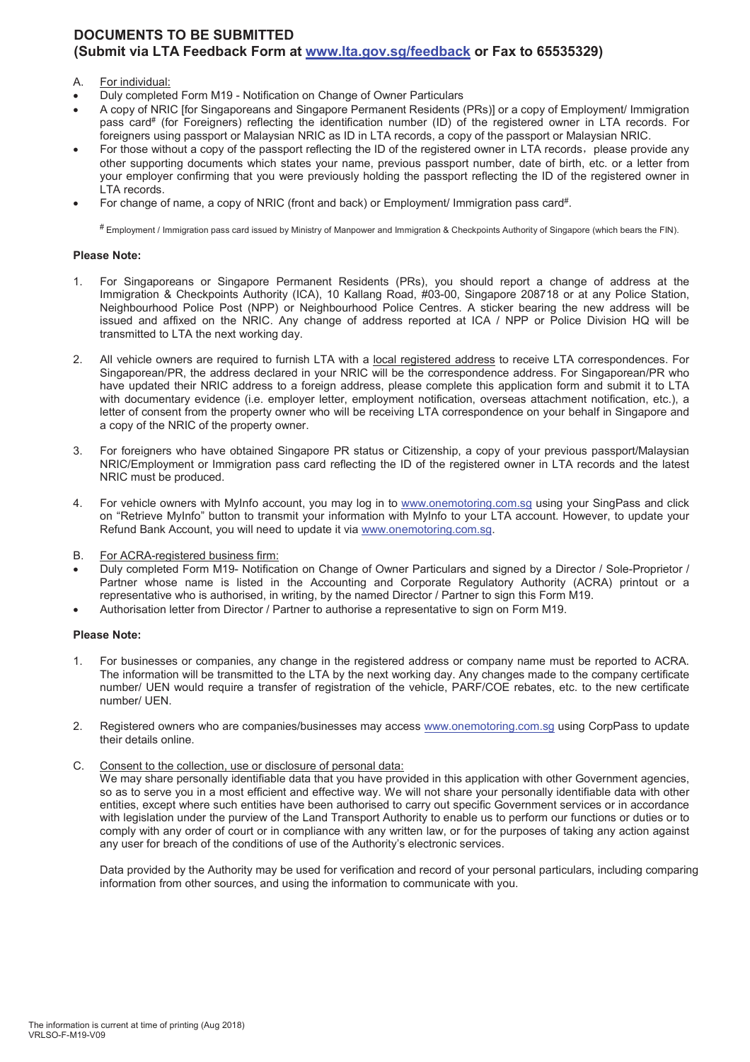## DOCUMENTS TO BE SUBMITTED
## (Submit via LTA Feedback Form at [www.lta.gov.sg/feedback](www.lta.gov.sg/feedback) or Fax to 65535329)

A. For individual:

- Duly completed Form M19 - Notification on Change of Owner Particulars
- A copy of NRIC [for Singaporeans and Singapore Permanent Residents (PRs)] or a copy of Employment/ Immigration pass card# (for Foreigners) reflecting the identification number (ID) of the registered owner in LTA records. For foreigners using passport or Malaysian NRIC as ID in LTA records, a copy of the passport or Malaysian NRIC.
- For those without a copy of the passport reflecting the ID of the registered owner in LTA records，please provide any other supporting documents which states your name, previous passport number, date of birth, etc. or a letter from your employer confirming that you were previously holding the passport reflecting the ID of the registered owner in LTA records.
- For change of name, a copy of NRIC (front and back) or Employment/ Immigration pass card#.

# Employment / Immigration pass card issued by Ministry of Manpower and Immigration & Checkpoints Authority of Singapore (which bears the FIN).

**Please Note:**

1. For Singaporeans or Singapore Permanent Residents (PRs), you should report a change of address at the Immigration & Checkpoints Authority (ICA), 10 Kallang Road, #03-00, Singapore 208718 or at any Police Station, Neighbourhood Police Post (NPP) or Neighbourhood Police Centres. A sticker bearing the new address will be issued and affixed on the NRIC. Any change of address reported at ICA / NPP or Police Division HQ will be transmitted to LTA the next working day.

2. All vehicle owners are required to furnish LTA with a local registered address to receive LTA correspondences. For Singaporean/PR, the address declared in your NRIC will be the correspondence address. For Singaporean/PR who have updated their NRIC address to a foreign address, please complete this application form and submit it to LTA with documentary evidence (i.e. employer letter, employment notification, overseas attachment notification, etc.), a letter of consent from the property owner who will be receiving LTA correspondence on your behalf in Singapore and a copy of the NRIC of the property owner.

3. For foreigners who have obtained Singapore PR status or Citizenship, a copy of your previous passport/Malaysian NRIC/Employment or Immigration pass card reflecting the ID of the registered owner in LTA records and the latest NRIC must be produced.

4. For vehicle owners with MyInfo account, you may log in to [www.onemotoring.com.sg](www.onemotoring.com.sg) using your SingPass and click on "Retrieve MyInfo" button to transmit your information with MyInfo to your LTA account. However, to update your Refund Bank Account, you will need to update it via [www.onemotoring.com.sg](www.onemotoring.com.sg).

B. For ACRA-registered business firm:

- Duly completed Form M19- Notification on Change of Owner Particulars and signed by a Director / Sole-Proprietor / Partner whose name is listed in the Accounting and Corporate Regulatory Authority (ACRA) printout or a representative who is authorised, in writing, by the named Director / Partner to sign this Form M19.
- Authorisation letter from Director / Partner to authorise a representative to sign on Form M19.

**Please Note:**

1. For businesses or companies, any change in the registered address or company name must be reported to ACRA. The information will be transmitted to the LTA by the next working day. Any changes made to the company certificate number/ UEN would require a transfer of registration of the vehicle, PARF/COE rebates, etc. to the new certificate number/ UEN.

2. Registered owners who are companies/businesses may access [www.onemotoring.com.sg](www.onemotoring.com.sg) using CorpPass to update their details online.

C. Consent to the collection, use or disclosure of personal data:

We may share personally identifiable data that you have provided in this application with other Government agencies, so as to serve you in a most efficient and effective way. We will not share your personally identifiable data with other entities, except where such entities have been authorised to carry out specific Government services or in accordance with legislation under the purview of the Land Transport Authority to enable us to perform our functions or duties or to comply with any order of court or in compliance with any written law, or for the purposes of taking any action against any user for breach of the conditions of use of the Authority's electronic services.

Data provided by the Authority may be used for verification and record of your personal particulars, including comparing information from other sources, and using the information to communicate with you.

The information is current at time of printing (Aug 2018)
VRLSO-F-M19-V09